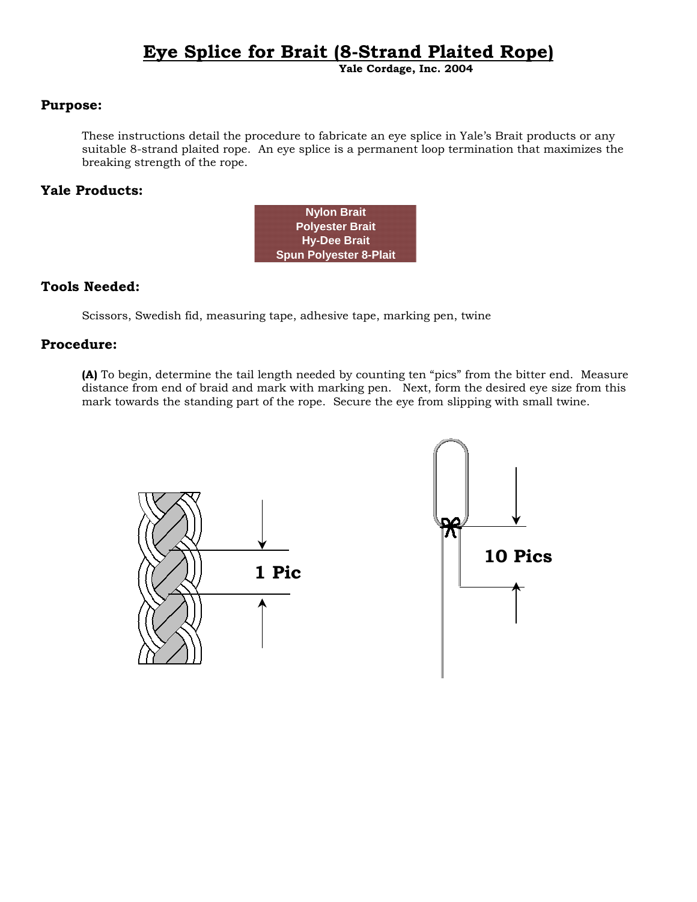# Eye Splice for Brait (8-Strand Plaited Rope)

**Yale Cordage, Inc. 2004**

## Purpose:

These instructions detail the procedure to fabricate an eye splice in Yale's Brait products or any suitable 8-strand plaited rope. An eye splice is a permanent loop termination that maximizes the breaking strength of the rope.

## Yale Products:

**Nylon Brait**
**Polyester Brait**
**Hy-Dee Brait**
**Spun Polyester 8-Plait**

## Tools Needed:

Scissors, Swedish fid, measuring tape, adhesive tape, marking pen, twine

## Procedure:

**(A)** To begin, determine the tail length needed by counting ten "pics" from the bitter end. Measure distance from end of braid and mark with marking pen. Next, form the desired eye size from this mark towards the standing part of the rope. Secure the eye from slipping with small twine.

**1 Pic**

**10 Pics**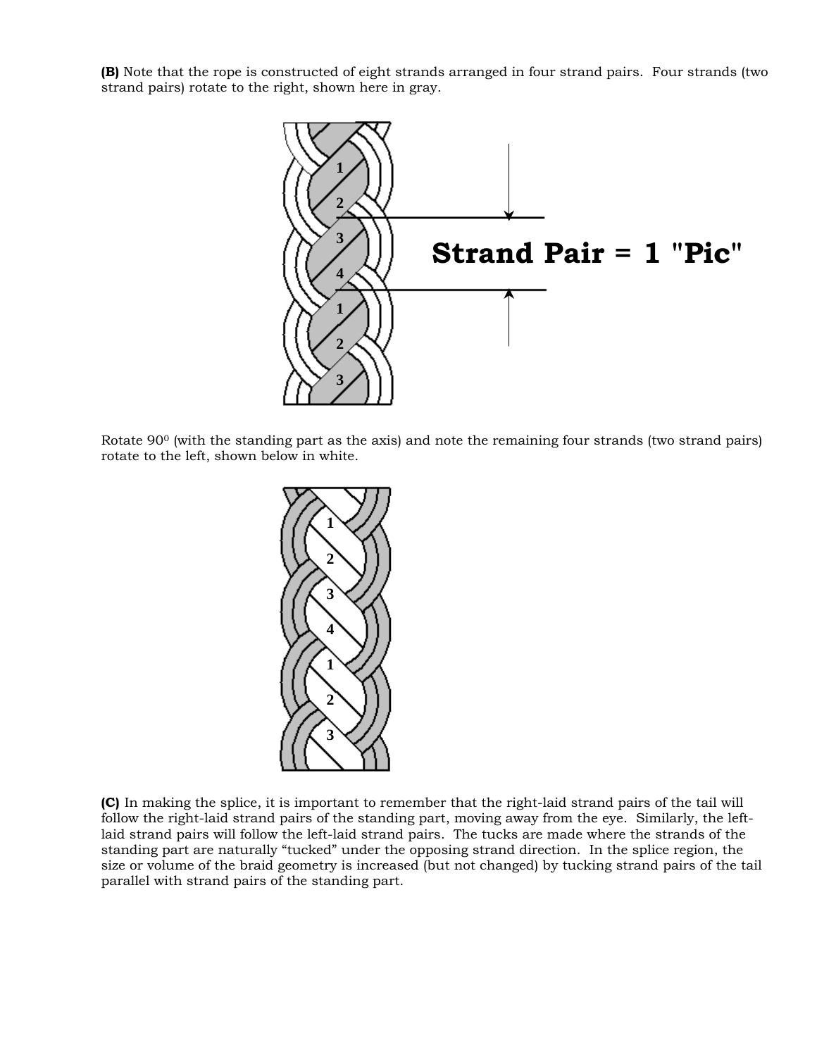**(B)** Note that the rope is constructed of eight strands arranged in four strand pairs. Four strands (two strand pairs) rotate to the right, shown here in gray.

Strand Pair = 1 "Pic"

Rotate 90⁰ (with the standing part as the axis) and note the remaining four strands (two strand pairs) rotate to the left, shown below in white.

**(C)** In making the splice, it is important to remember that the right-laid strand pairs of the tail will follow the right-laid strand pairs of the standing part, moving away from the eye. Similarly, the left-laid strand pairs will follow the left-laid strand pairs. The tucks are made where the strands of the standing part are naturally "tucked" under the opposing strand direction. In the splice region, the size or volume of the braid geometry is increased (but not changed) by tucking strand pairs of the tail parallel with strand pairs of the standing part.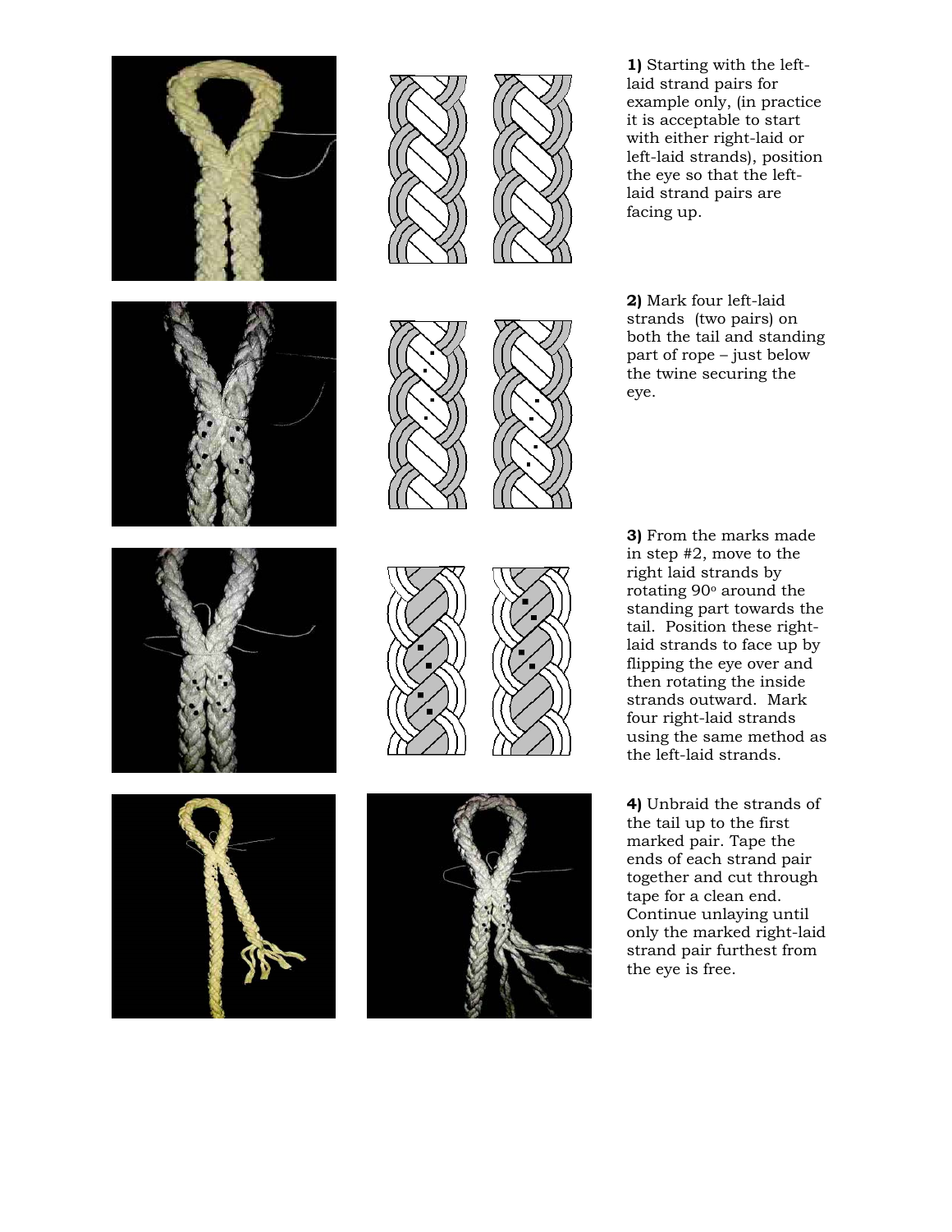**1)** Starting with the left-laid strand pairs for example only, (in practice it is acceptable to start with either right-laid or left-laid strands), position the eye so that the left-laid strand pairs are facing up.

**2)** Mark four left-laid strands (two pairs) on both the tail and standing part of rope – just below the twine securing the eye.

**3)** From the marks made in step #2, move to the right laid strands by rotating 90° around the standing part towards the tail. Position these right-laid strands to face up by flipping the eye over and then rotating the inside strands outward. Mark four right-laid strands using the same method as the left-laid strands.

**4)** Unbraid the strands of the tail up to the first marked pair. Tape the ends of each strand pair together and cut through tape for a clean end. Continue unlaying until only the marked right-laid strand pair furthest from the eye is free.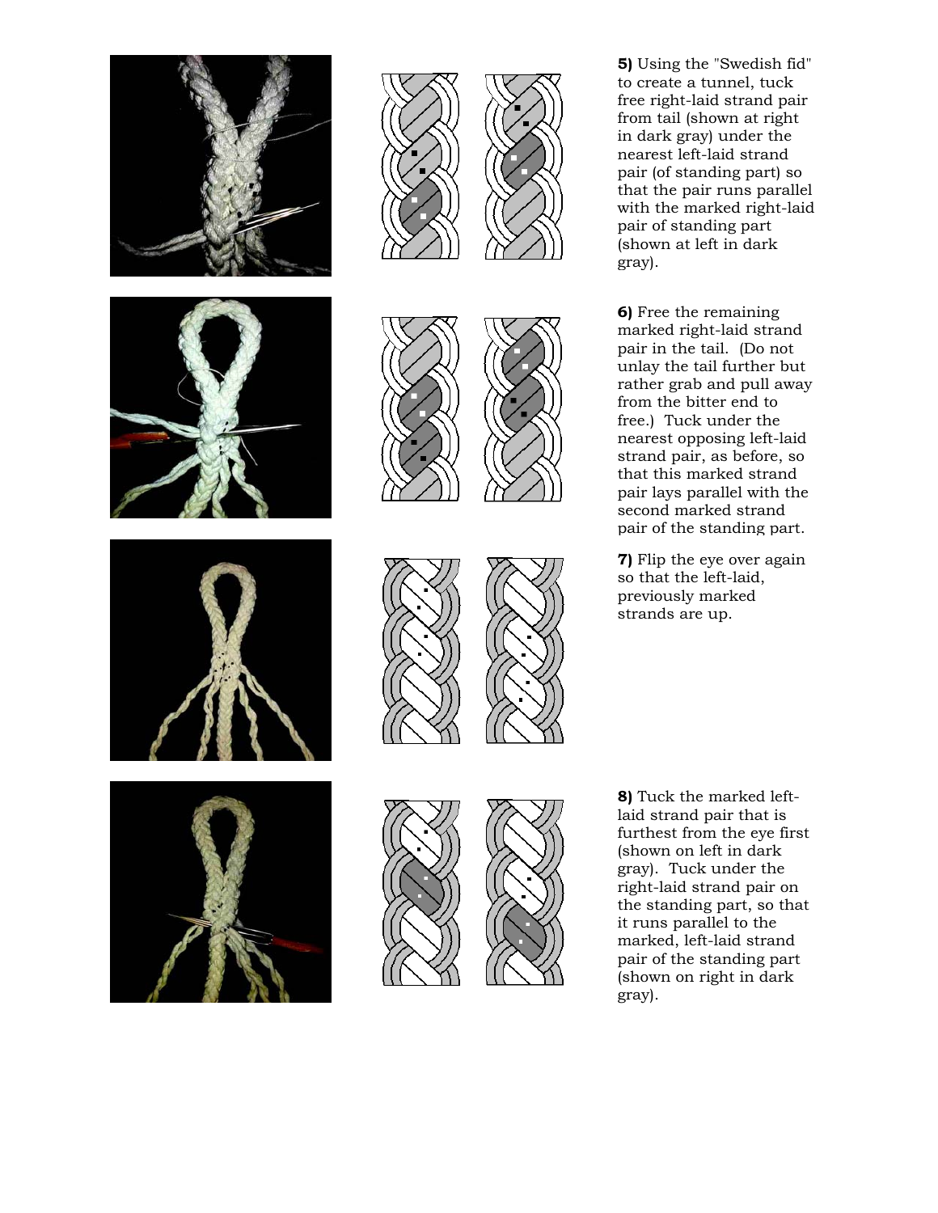**5)** Using the "Swedish fid" to create a tunnel, tuck free right-laid strand pair from tail (shown at right in dark gray) under the nearest left-laid strand pair (of standing part) so that the pair runs parallel with the marked right-laid pair of standing part (shown at left in dark gray).

**6)** Free the remaining marked right-laid strand pair in the tail. (Do not unlay the tail further but rather grab and pull away from the bitter end to free.) Tuck under the nearest opposing left-laid strand pair, as before, so that this marked strand pair lays parallel with the second marked strand pair of the standing part.

**7)** Flip the eye over again so that the left-laid, previously marked strands are up.

**8)** Tuck the marked left-laid strand pair that is furthest from the eye first (shown on left in dark gray). Tuck under the right-laid strand pair on the standing part, so that it runs parallel to the marked, left-laid strand pair of the standing part (shown on right in dark gray).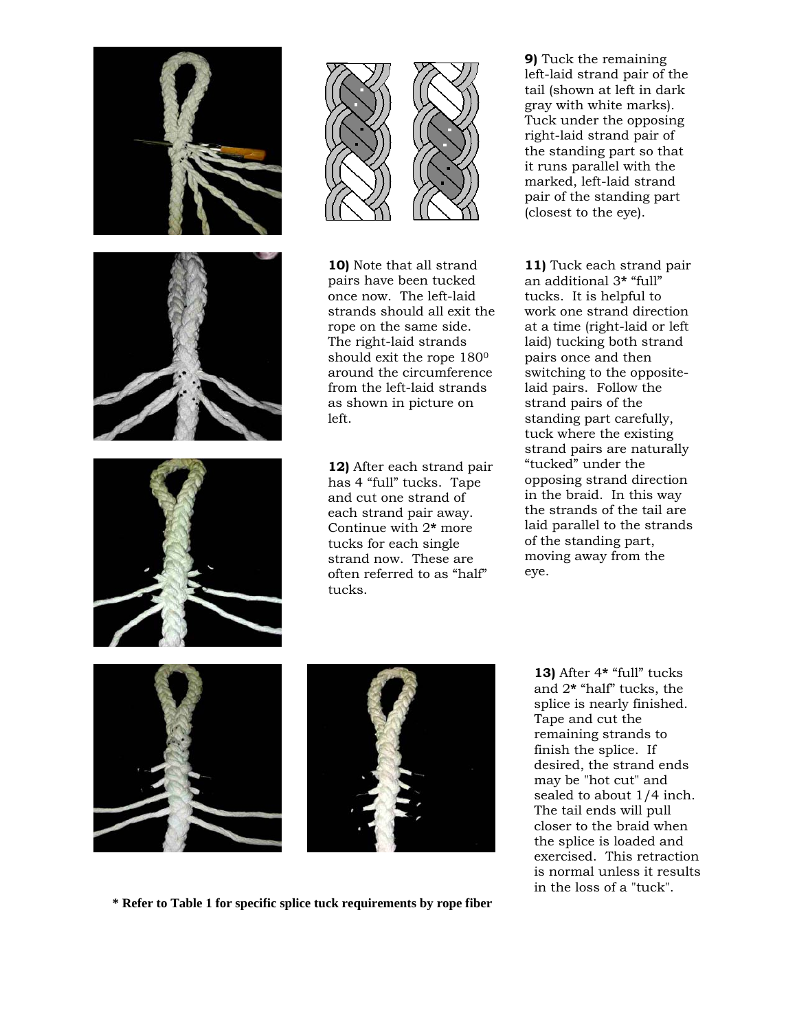**9)** Tuck the remaining left-laid strand pair of the tail (shown at left in dark gray with white marks). Tuck under the opposing right-laid strand pair of the standing part so that it runs parallel with the marked, left-laid strand pair of the standing part (closest to the eye).

**10)** Note that all strand pairs have been tucked once now. The left-laid strands should all exit the rope on the same side. The right-laid strands should exit the rope 180$^0$ around the circumference from the left-laid strands as shown in picture on left.

**11)** Tuck each strand pair an additional 3**\*** "full" tucks. It is helpful to work one strand direction at a time (right-laid or left laid) tucking both strand pairs once and then switching to the opposite-laid pairs. Follow the strand pairs of the standing part carefully, tuck where the existing strand pairs are naturally "tucked" under the opposing strand direction in the braid. In this way the strands of the tail are laid parallel to the strands of the standing part, moving away from the eye.

**12)** After each strand pair has 4 "full" tucks. Tape and cut one strand of each strand pair away. Continue with 2**\*** more tucks for each single strand now. These are often referred to as "half" tucks.

**13)** After 4**\*** "full" tucks and 2**\*** "half" tucks, the splice is nearly finished. Tape and cut the remaining strands to finish the splice. If desired, the strand ends may be "hot cut" and sealed to about 1/4 inch. The tail ends will pull closer to the braid when the splice is loaded and exercised. This retraction is normal unless it results in the loss of a "tuck".

**\* Refer to Table 1 for specific splice tuck requirements by rope fiber**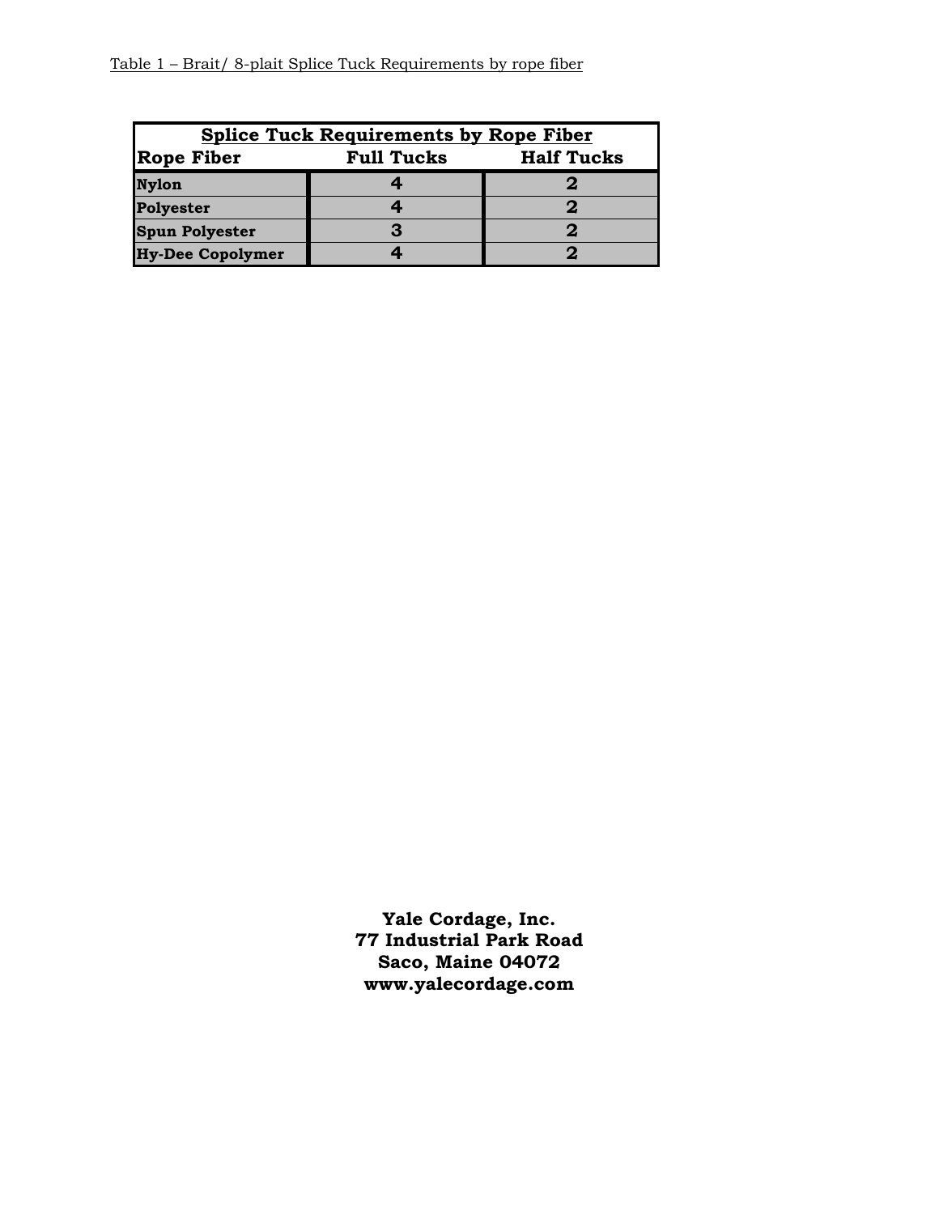Table 1 – Brait/ 8-plait Splice Tuck Requirements by rope fiber

| Splice Tuck Requirements by Rope Fiber | | |
|---|---|---|
| **Rope Fiber** | **Full Tucks** | **Half Tucks** |
| **Nylon** | **4** | **2** |
| **Polyester** | **4** | **2** |
| **Spun Polyester** | **3** | **2** |
| **Hy-Dee Copolymer** | **4** | **2** |

**Yale Cordage, Inc.**
**77 Industrial Park Road**
**Saco, Maine 04072**
**www.yalecordage.com**